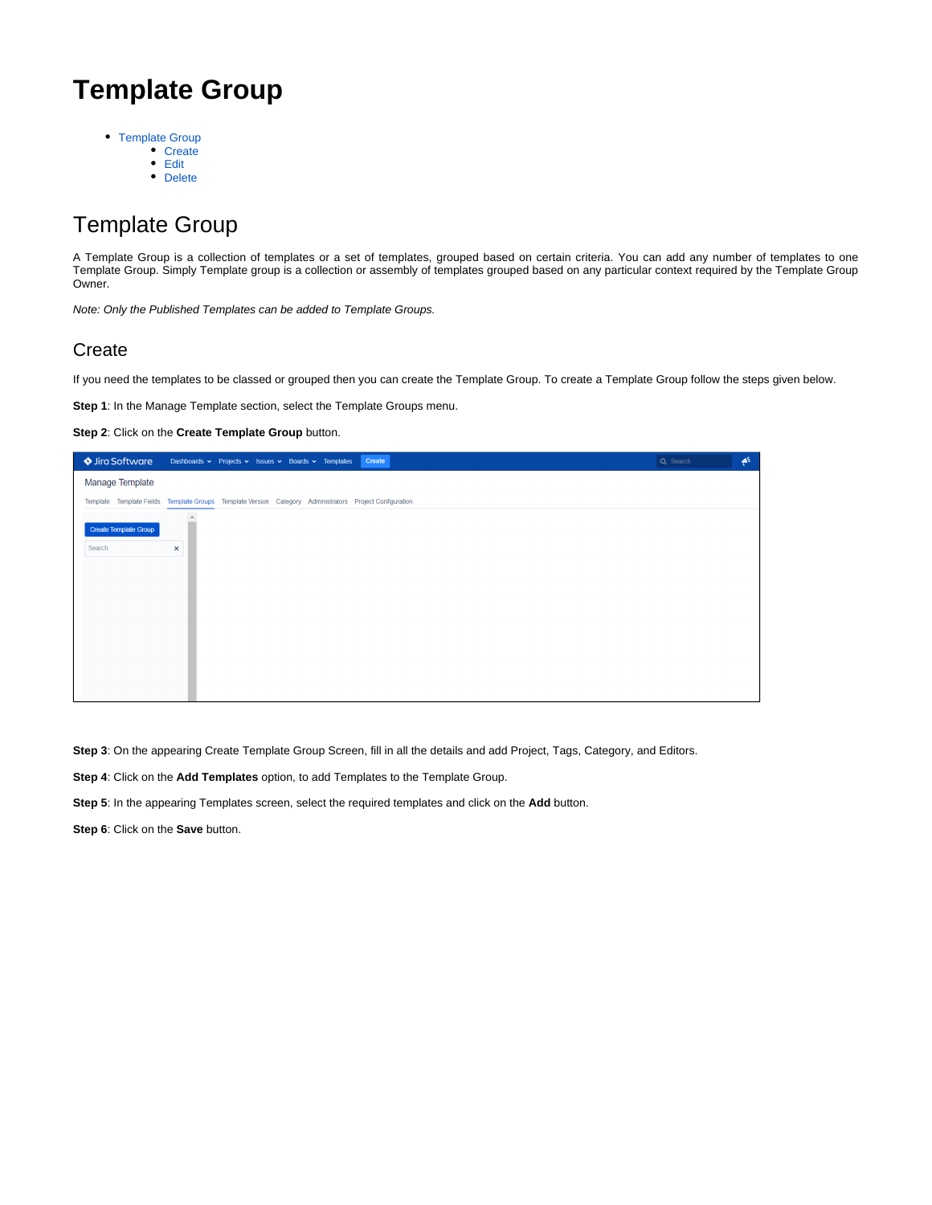# Template Group

- Template Group
    - Create
    - Edit
    - Delete

## Template Group

A Template Group is a collection of templates or a set of templates, grouped based on certain criteria. You can add any number of templates to one Template Group. Simply Template group is a collection or assembly of templates grouped based on any particular context required by the Template Group Owner.

*Note: Only the Published Templates can be added to Template Groups.*

### Create

If you need the templates to be classed or grouped then you can create the Template Group. To create a Template Group follow the steps given below.

**Step 1**: In the Manage Template section, select the Template Groups menu.

**Step 2**: Click on the **Create Template Group** button.

**Step 3**: On the appearing Create Template Group Screen, fill in all the details and add Project, Tags, Category, and Editors.

**Step 4**: Click on the **Add Templates** option, to add Templates to the Template Group.

**Step 5**: In the appearing Templates screen, select the required templates and click on the **Add** button.

**Step 6**: Click on the **Save** button.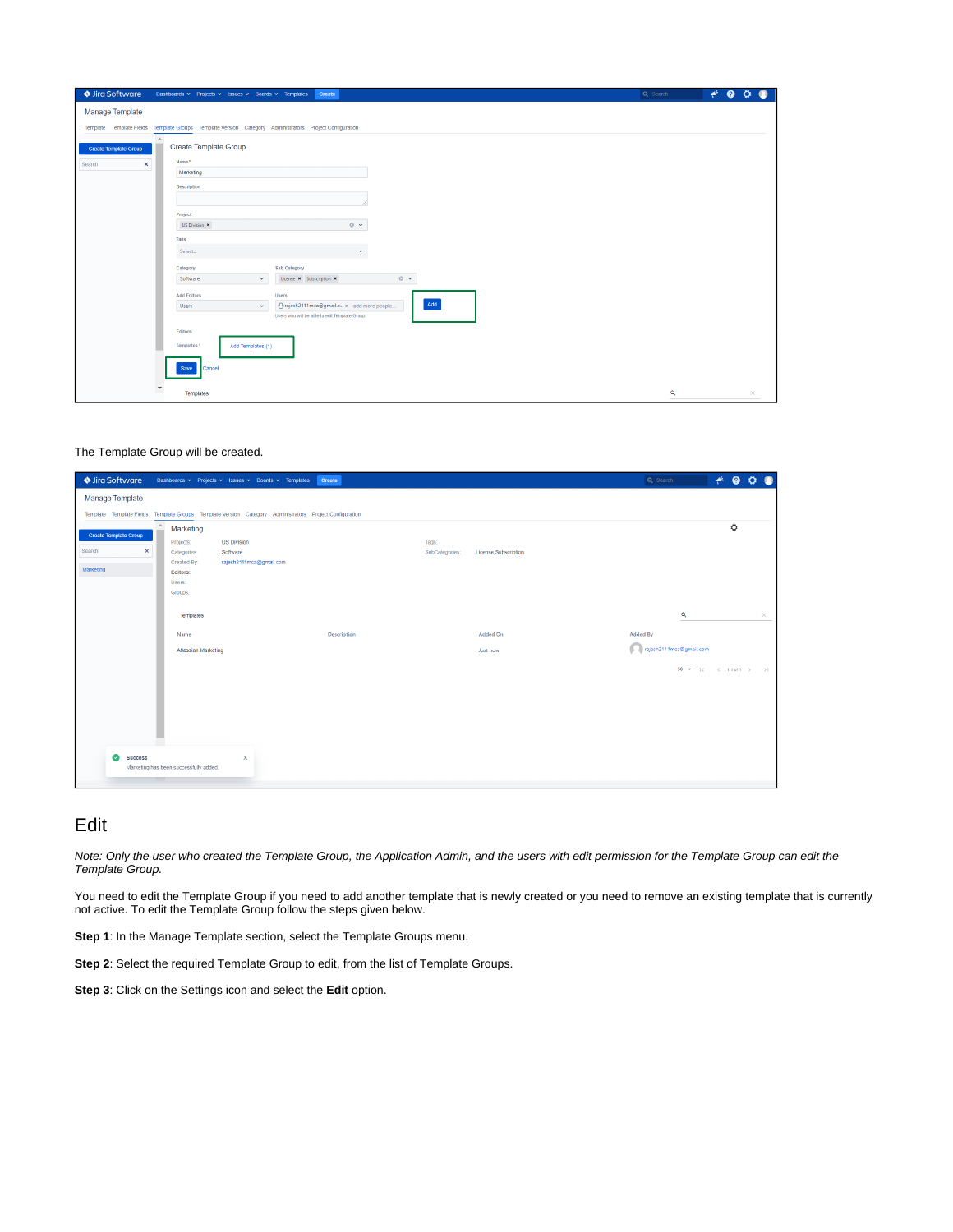The Template Group will be created.

# Edit

*Note: Only the user who created the Template Group, the Application Admin, and the users with edit permission for the Template Group can edit the Template Group.*

You need to edit the Template Group if you need to add another template that is newly created or you need to remove an existing template that is currently not active. To edit the Template Group follow the steps given below.

**Step 1**: In the Manage Template section, select the Template Groups menu.

**Step 2**: Select the required Template Group to edit, from the list of Template Groups.

**Step 3**: Click on the Settings icon and select the **Edit** option.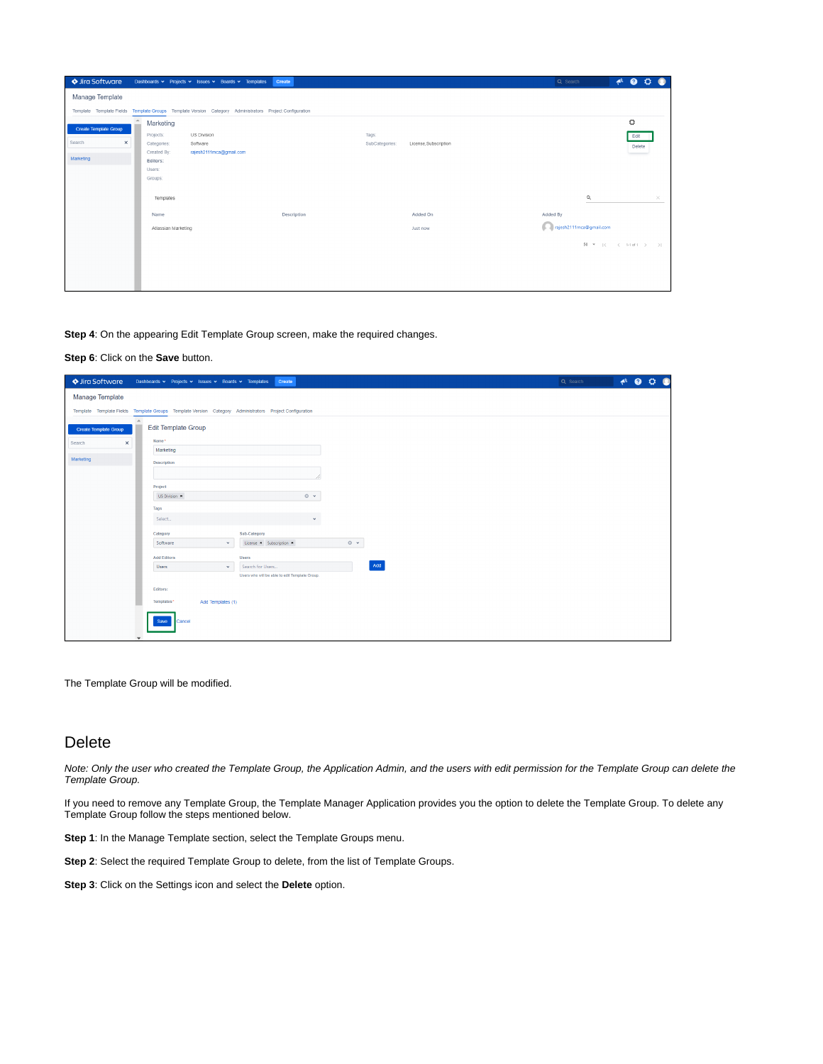**Step 4**: On the appearing Edit Template Group screen, make the required changes.

**Step 6**: Click on the **Save** button.

The Template Group will be modified.

## Delete

*Note: Only the user who created the Template Group, the Application Admin, and the users with edit permission for the Template Group can delete the Template Group.*

If you need to remove any Template Group, the Template Manager Application provides you the option to delete the Template Group. To delete any Template Group follow the steps mentioned below.

**Step 1**: In the Manage Template section, select the Template Groups menu.

**Step 2**: Select the required Template Group to delete, from the list of Template Groups.

**Step 3**: Click on the Settings icon and select the **Delete** option.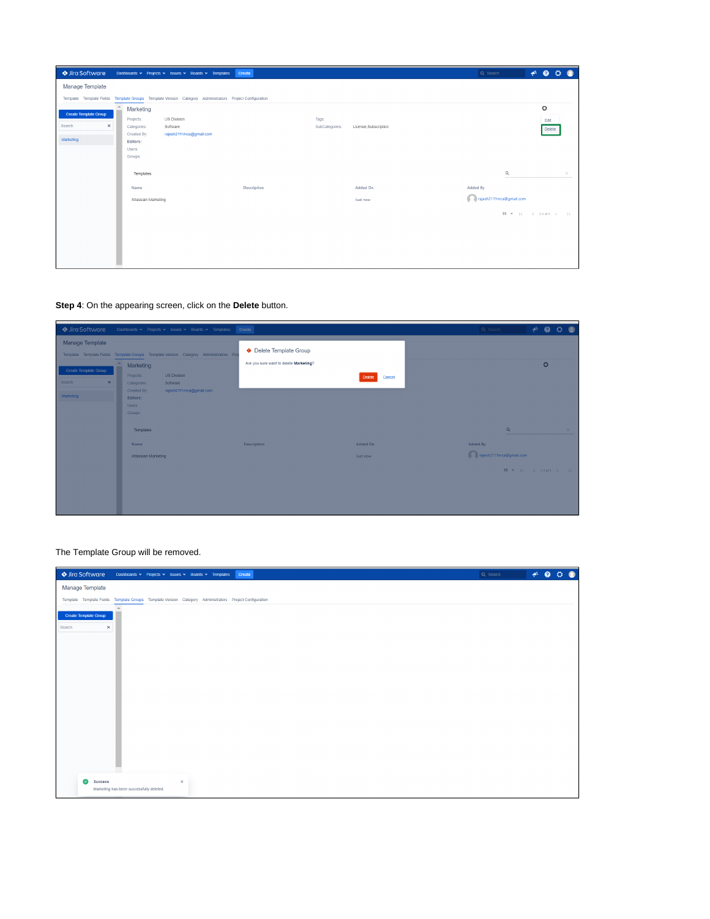**Step 4**: On the appearing screen, click on the **Delete** button.

The Template Group will be removed.